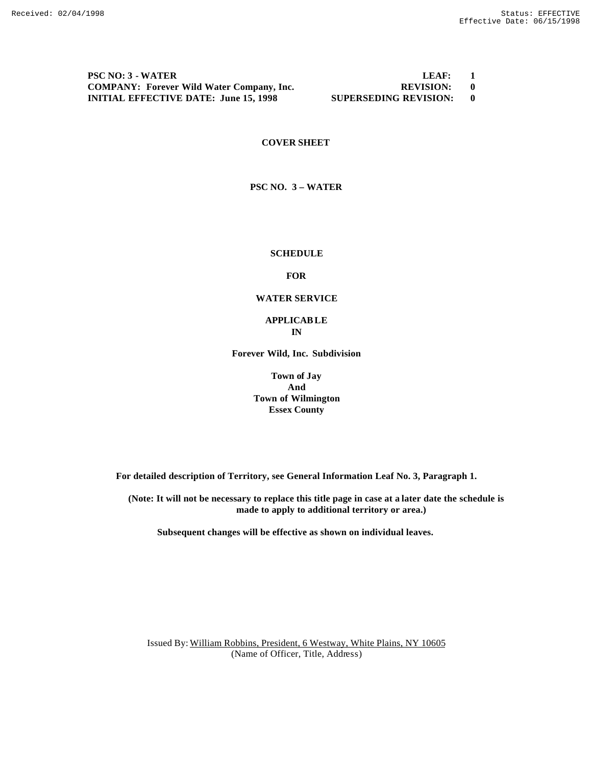Received: 02/04/1998 Status: EFFECTIVE
Effective Date: 06/15/1998

| PSC NO: 3 - WATER | LEAF: 1 |
|---|---|
| COMPANY: Forever Wild Water Company, Inc. | REVISION: 0 |
| INITIAL EFFECTIVE DATE: June 15, 1998 | SUPERSEDING REVISION: 0 |

**COVER SHEET**

**PSC NO. 3 – WATER**

**SCHEDULE**

**FOR**

**WATER SERVICE**

**APPLICABLE**
**IN**

**Forever Wild, Inc. Subdivision**

**Town of Jay**
**And**
**Town of Wilmington**
**Essex County**

**For detailed description of Territory, see General Information Leaf No. 3, Paragraph 1.**

**(Note: It will not be necessary to replace this title page in case at a later date the schedule is made to apply to additional territory or area.)**

**Subsequent changes will be effective as shown on individual leaves.**

Issued By: William Robbins, President, 6 Westway, White Plains, NY 10605
(Name of Officer, Title, Address)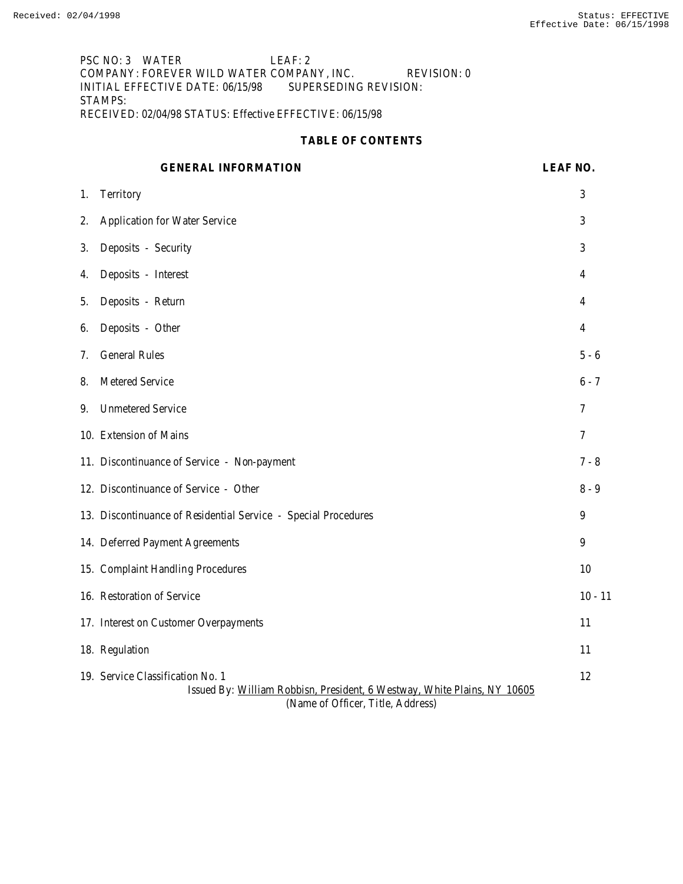PSC NO: 3 WATER LEAF: 2
COMPANY: FOREVER WILD WATER COMPANY, INC. REVISION: 0
INITIAL EFFECTIVE DATE: 06/15/98 SUPERSEDING REVISION:
STAMPS:
RECEIVED: 02/04/98 STATUS: Effective EFFECTIVE: 06/15/98

## TABLE OF CONTENTS

| GENERAL INFORMATION | LEAF NO. |
|---|---|
| 1. Territory | 3 |
| 2. Application for Water Service | 3 |
| 3. Deposits - Security | 3 |
| 4. Deposits - Interest | 4 |
| 5. Deposits - Return | 4 |
| 6. Deposits - Other | 4 |
| 7. General Rules | 5 - 6 |
| 8. Metered Service | 6 - 7 |
| 9. Unmetered Service | 7 |
| 10. Extension of Mains | 7 |
| 11. Discontinuance of Service - Non-payment | 7 - 8 |
| 12. Discontinuance of Service - Other | 8 - 9 |
| 13. Discontinuance of Residential Service - Special Procedures | 9 |
| 14. Deferred Payment Agreements | 9 |
| 15. Complaint Handling Procedures | 10 |
| 16. Restoration of Service | 10 - 11 |
| 17. Interest on Customer Overpayments | 11 |
| 18. Regulation | 11 |
| 19. Service Classification No. 1 | 12 |

Issued By: William Robbisn, President, 6 Westway, White Plains, NY 10605
(Name of Officer, Title, Address)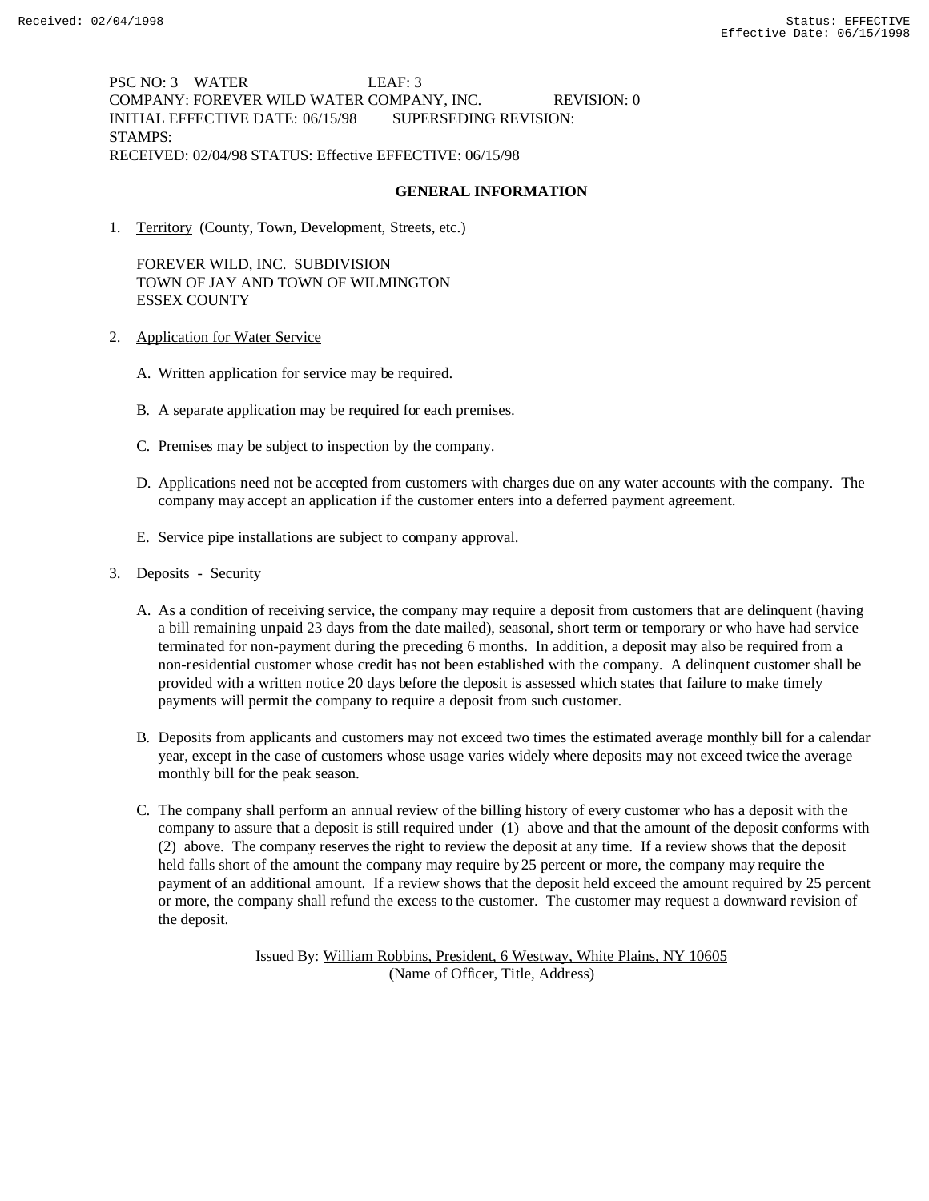PSC NO: 3 WATER LEAF: 3
COMPANY: FOREVER WILD WATER COMPANY, INC. REVISION: 0
INITIAL EFFECTIVE DATE: 06/15/98 SUPERSEDING REVISION:
STAMPS:
RECEIVED: 02/04/98 STATUS: Effective EFFECTIVE: 06/15/98

## GENERAL INFORMATION

1. Territory (County, Town, Development, Streets, etc.)

   FOREVER WILD, INC. SUBDIVISION
   TOWN OF JAY AND TOWN OF WILMINGTON
   ESSEX COUNTY

2. Application for Water Service

   A. Written application for service may be required.

   B. A separate application may be required for each premises.

   C. Premises may be subject to inspection by the company.

   D. Applications need not be accepted from customers with charges due on any water accounts with the company. The company may accept an application if the customer enters into a deferred payment agreement.

   E. Service pipe installations are subject to company approval.

3. Deposits - Security

   A. As a condition of receiving service, the company may require a deposit from customers that are delinquent (having a bill remaining unpaid 23 days from the date mailed), seasonal, short term or temporary or who have had service terminated for non-payment during the preceding 6 months. In addition, a deposit may also be required from a non-residential customer whose credit has not been established with the company. A delinquent customer shall be provided with a written notice 20 days before the deposit is assessed which states that failure to make timely payments will permit the company to require a deposit from such customer.

   B. Deposits from applicants and customers may not exceed two times the estimated average monthly bill for a calendar year, except in the case of customers whose usage varies widely where deposits may not exceed twice the average monthly bill for the peak season.

   C. The company shall perform an annual review of the billing history of every customer who has a deposit with the company to assure that a deposit is still required under (1) above and that the amount of the deposit conforms with (2) above. The company reserves the right to review the deposit at any time. If a review shows that the deposit held falls short of the amount the company may require by 25 percent or more, the company may require the payment of an additional amount. If a review shows that the deposit held exceed the amount required by 25 percent or more, the company shall refund the excess to the customer. The customer may request a downward revision of the deposit.

Issued By: William Robbins, President, 6 Westway, White Plains, NY 10605
(Name of Officer, Title, Address)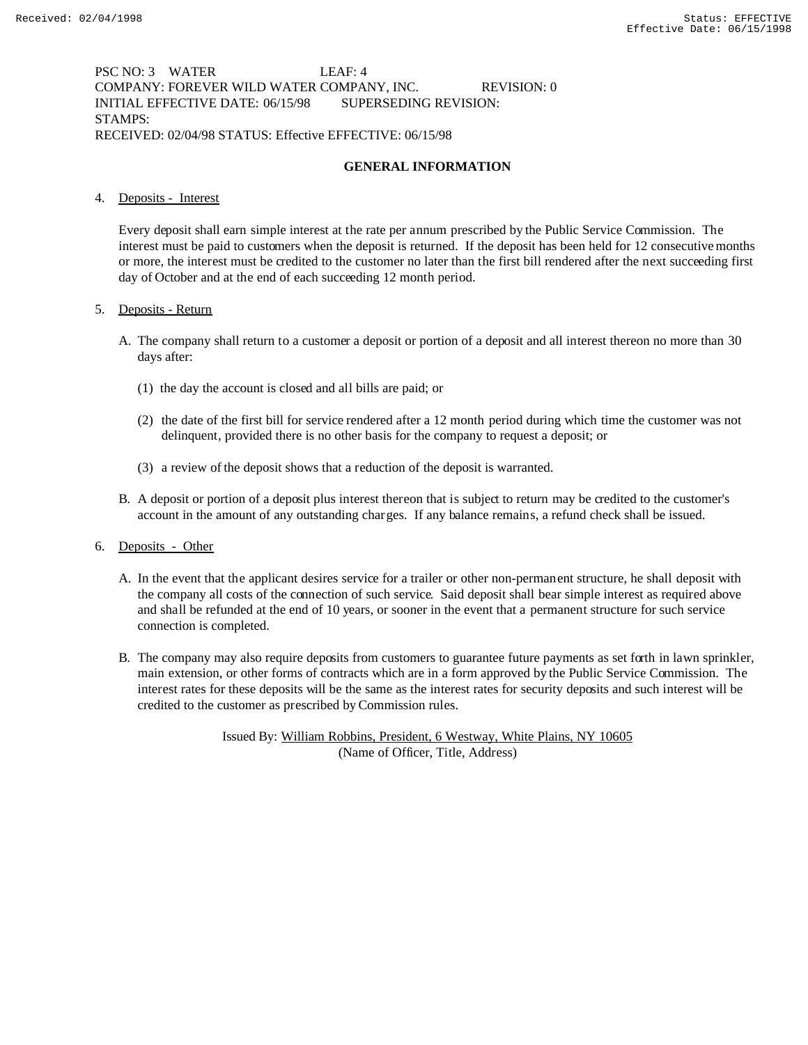PSC NO: 3 WATER LEAF: 4
COMPANY: FOREVER WILD WATER COMPANY, INC. REVISION: 0
INITIAL EFFECTIVE DATE: 06/15/98 SUPERSEDING REVISION:
STAMPS:
RECEIVED: 02/04/98 STATUS: Effective EFFECTIVE: 06/15/98

## GENERAL INFORMATION

4. Deposits - Interest

   Every deposit shall earn simple interest at the rate per annum prescribed by the Public Service Commission. The interest must be paid to customers when the deposit is returned. If the deposit has been held for 12 consecutive months or more, the interest must be credited to the customer no later than the first bill rendered after the next succeeding first day of October and at the end of each succeeding 12 month period.

5. Deposits - Return

   A. The company shall return to a customer a deposit or portion of a deposit and all interest thereon no more than 30 days after:

      (1) the day the account is closed and all bills are paid; or

      (2) the date of the first bill for service rendered after a 12 month period during which time the customer was not delinquent, provided there is no other basis for the company to request a deposit; or

      (3) a review of the deposit shows that a reduction of the deposit is warranted.

   B. A deposit or portion of a deposit plus interest thereon that is subject to return may be credited to the customer's account in the amount of any outstanding charges. If any balance remains, a refund check shall be issued.

6. Deposits - Other

   A. In the event that the applicant desires service for a trailer or other non-permanent structure, he shall deposit with the company all costs of the connection of such service. Said deposit shall bear simple interest as required above and shall be refunded at the end of 10 years, or sooner in the event that a permanent structure for such service connection is completed.

   B. The company may also require deposits from customers to guarantee future payments as set forth in lawn sprinkler, main extension, or other forms of contracts which are in a form approved by the Public Service Commission. The interest rates for these deposits will be the same as the interest rates for security deposits and such interest will be credited to the customer as prescribed by Commission rules.

Issued By: William Robbins, President, 6 Westway, White Plains, NY 10605
(Name of Officer, Title, Address)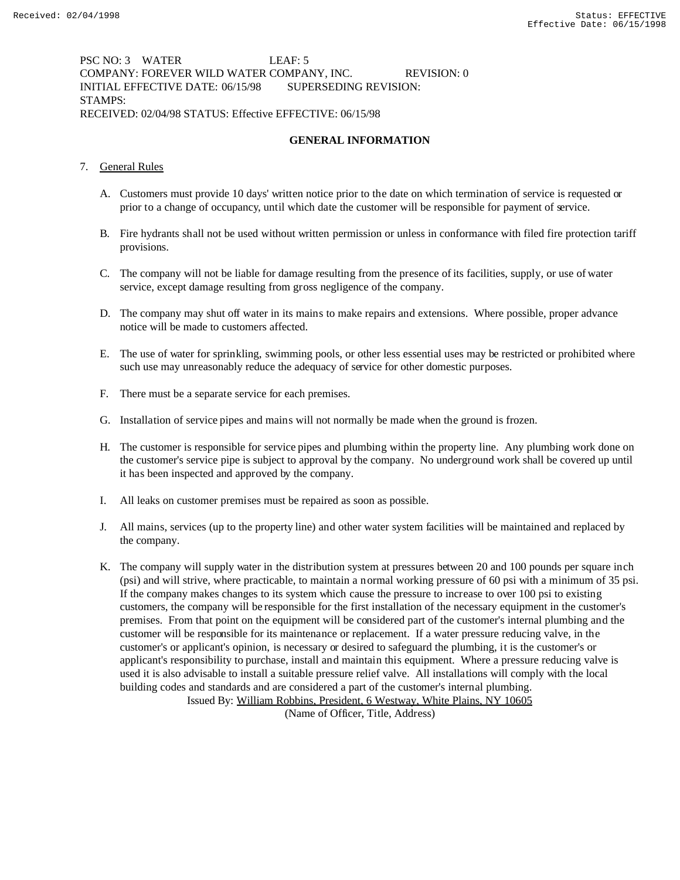PSC NO: 3 WATER LEAF: 5
COMPANY: FOREVER WILD WATER COMPANY, INC. REVISION: 0
INITIAL EFFECTIVE DATE: 06/15/98 SUPERSEDING REVISION:
STAMPS:
RECEIVED: 02/04/98 STATUS: Effective EFFECTIVE: 06/15/98

## GENERAL INFORMATION

7. General Rules

   A. Customers must provide 10 days' written notice prior to the date on which termination of service is requested or prior to a change of occupancy, until which date the customer will be responsible for payment of service.

   B. Fire hydrants shall not be used without written permission or unless in conformance with filed fire protection tariff provisions.

   C. The company will not be liable for damage resulting from the presence of its facilities, supply, or use of water service, except damage resulting from gross negligence of the company.

   D. The company may shut off water in its mains to make repairs and extensions. Where possible, proper advance notice will be made to customers affected.

   E. The use of water for sprinkling, swimming pools, or other less essential uses may be restricted or prohibited where such use may unreasonably reduce the adequacy of service for other domestic purposes.

   F. There must be a separate service for each premises.

   G. Installation of service pipes and mains will not normally be made when the ground is frozen.

   H. The customer is responsible for service pipes and plumbing within the property line. Any plumbing work done on the customer's service pipe is subject to approval by the company. No underground work shall be covered up until it has been inspected and approved by the company.

   I. All leaks on customer premises must be repaired as soon as possible.

   J. All mains, services (up to the property line) and other water system facilities will be maintained and replaced by the company.

   K. The company will supply water in the distribution system at pressures between 20 and 100 pounds per square inch (psi) and will strive, where practicable, to maintain a normal working pressure of 60 psi with a minimum of 35 psi. If the company makes changes to its system which cause the pressure to increase to over 100 psi to existing customers, the company will be responsible for the first installation of the necessary equipment in the customer's premises. From that point on the equipment will be considered part of the customer's internal plumbing and the customer will be responsible for its maintenance or replacement. If a water pressure reducing valve, in the customer's or applicant's opinion, is necessary or desired to safeguard the plumbing, it is the customer's or applicant's responsibility to purchase, install and maintain this equipment. Where a pressure reducing valve is used it is also advisable to install a suitable pressure relief valve. All installations will comply with the local building codes and standards and are considered a part of the customer's internal plumbing.

Issued By: William Robbins, President, 6 Westway, White Plains, NY 10605
(Name of Officer, Title, Address)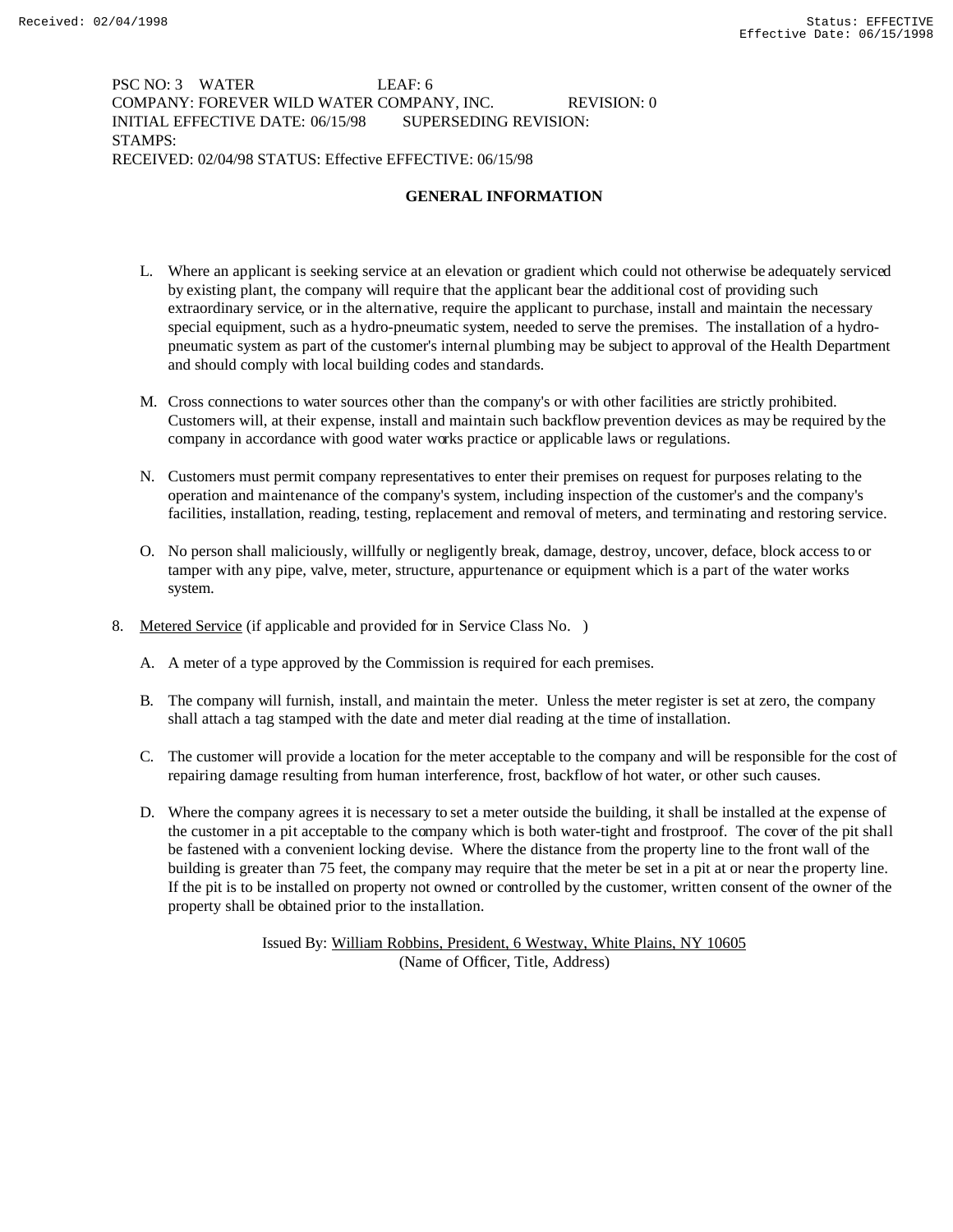PSC NO: 3 WATER LEAF: 6
COMPANY: FOREVER WILD WATER COMPANY, INC. REVISION: 0
INITIAL EFFECTIVE DATE: 06/15/98 SUPERSEDING REVISION:
STAMPS:
RECEIVED: 02/04/98 STATUS: Effective EFFECTIVE: 06/15/98

## GENERAL INFORMATION

L. Where an applicant is seeking service at an elevation or gradient which could not otherwise be adequately serviced by existing plant, the company will require that the applicant bear the additional cost of providing such extraordinary service, or in the alternative, require the applicant to purchase, install and maintain the necessary special equipment, such as a hydro-pneumatic system, needed to serve the premises. The installation of a hydro-pneumatic system as part of the customer's internal plumbing may be subject to approval of the Health Department and should comply with local building codes and standards.

M. Cross connections to water sources other than the company's or with other facilities are strictly prohibited. Customers will, at their expense, install and maintain such backflow prevention devices as may be required by the company in accordance with good water works practice or applicable laws or regulations.

N. Customers must permit company representatives to enter their premises on request for purposes relating to the operation and maintenance of the company's system, including inspection of the customer's and the company's facilities, installation, reading, testing, replacement and removal of meters, and terminating and restoring service.

O. No person shall maliciously, willfully or negligently break, damage, destroy, uncover, deface, block access to or tamper with any pipe, valve, meter, structure, appurtenance or equipment which is a part of the water works system.

8. Metered Service (if applicable and provided for in Service Class No. )

A. A meter of a type approved by the Commission is required for each premises.

B. The company will furnish, install, and maintain the meter. Unless the meter register is set at zero, the company shall attach a tag stamped with the date and meter dial reading at the time of installation.

C. The customer will provide a location for the meter acceptable to the company and will be responsible for the cost of repairing damage resulting from human interference, frost, backflow of hot water, or other such causes.

D. Where the company agrees it is necessary to set a meter outside the building, it shall be installed at the expense of the customer in a pit acceptable to the company which is both water-tight and frostproof. The cover of the pit shall be fastened with a convenient locking devise. Where the distance from the property line to the front wall of the building is greater than 75 feet, the company may require that the meter be set in a pit at or near the property line. If the pit is to be installed on property not owned or controlled by the customer, written consent of the owner of the property shall be obtained prior to the installation.

Issued By: William Robbins, President, 6 Westway, White Plains, NY 10605
(Name of Officer, Title, Address)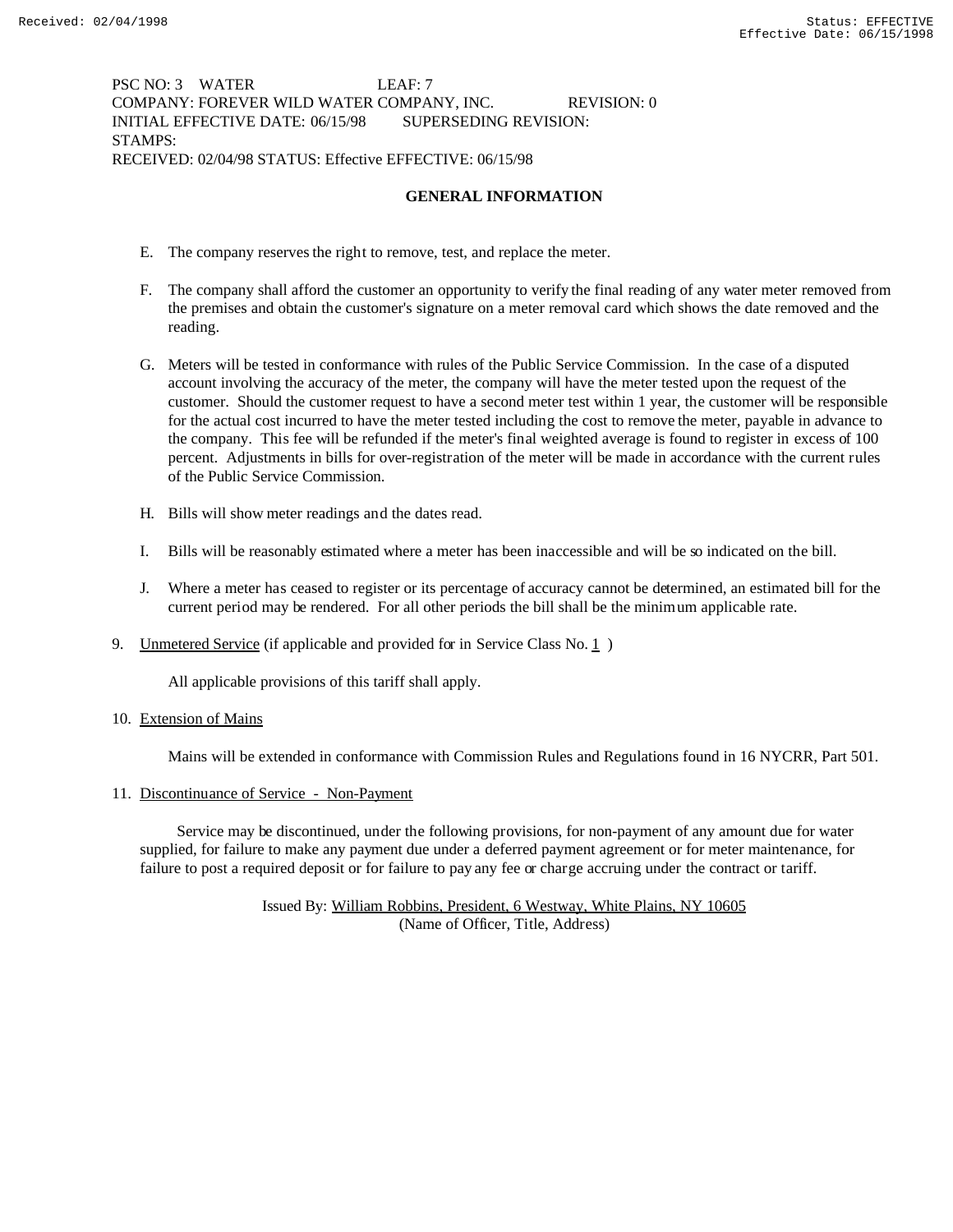PSC NO: 3 WATER LEAF: 7
COMPANY: FOREVER WILD WATER COMPANY, INC. REVISION: 0
INITIAL EFFECTIVE DATE: 06/15/98 SUPERSEDING REVISION:
STAMPS:
RECEIVED: 02/04/98 STATUS: Effective EFFECTIVE: 06/15/98

## GENERAL INFORMATION

E. The company reserves the right to remove, test, and replace the meter.

F. The company shall afford the customer an opportunity to verify the final reading of any water meter removed from the premises and obtain the customer's signature on a meter removal card which shows the date removed and the reading.

G. Meters will be tested in conformance with rules of the Public Service Commission. In the case of a disputed account involving the accuracy of the meter, the company will have the meter tested upon the request of the customer. Should the customer request to have a second meter test within 1 year, the customer will be responsible for the actual cost incurred to have the meter tested including the cost to remove the meter, payable in advance to the company. This fee will be refunded if the meter's final weighted average is found to register in excess of 100 percent. Adjustments in bills for over-registration of the meter will be made in accordance with the current rules of the Public Service Commission.

H. Bills will show meter readings and the dates read.

I. Bills will be reasonably estimated where a meter has been inaccessible and will be so indicated on the bill.

J. Where a meter has ceased to register or its percentage of accuracy cannot be determined, an estimated bill for the current period may be rendered. For all other periods the bill shall be the minimum applicable rate.

9. Unmetered Service (if applicable and provided for in Service Class No. 1 )

   All applicable provisions of this tariff shall apply.

10. Extension of Mains

   Mains will be extended in conformance with Commission Rules and Regulations found in 16 NYCRR, Part 501.

11. Discontinuance of Service - Non-Payment

   Service may be discontinued, under the following provisions, for non-payment of any amount due for water supplied, for failure to make any payment due under a deferred payment agreement or for meter maintenance, for failure to post a required deposit or for failure to pay any fee or charge accruing under the contract or tariff.

Issued By: William Robbins, President, 6 Westway, White Plains, NY 10605
(Name of Officer, Title, Address)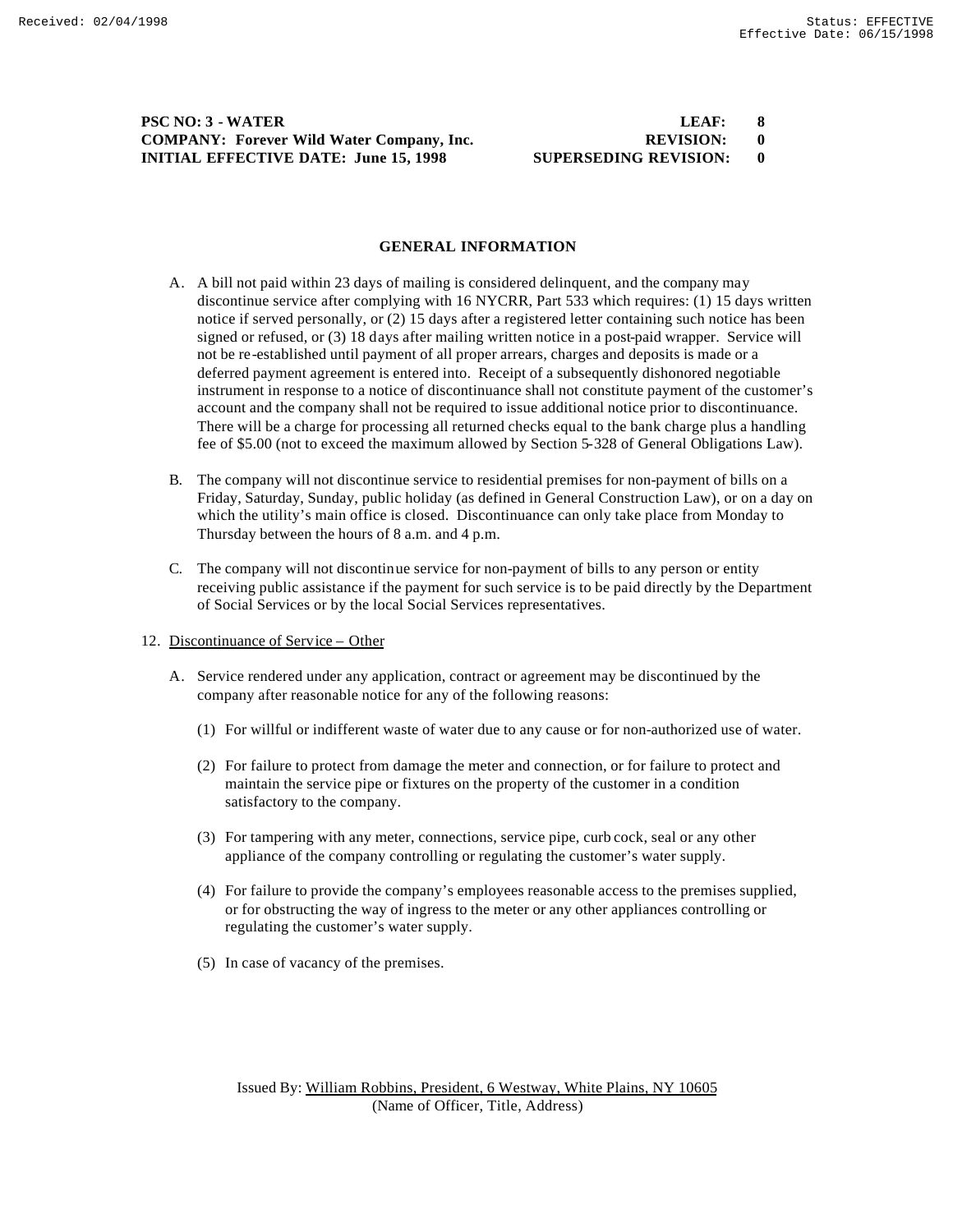PSC NO: 3 - WATER | LEAF: 8
COMPANY: Forever Wild Water Company, Inc. | REVISION: 0
INITIAL EFFECTIVE DATE: June 15, 1998 | SUPERSEDING REVISION: 0

## GENERAL INFORMATION

A. A bill not paid within 23 days of mailing is considered delinquent, and the company may discontinue service after complying with 16 NYCRR, Part 533 which requires: (1) 15 days written notice if served personally, or (2) 15 days after a registered letter containing such notice has been signed or refused, or (3) 18 days after mailing written notice in a post-paid wrapper. Service will not be re-established until payment of all proper arrears, charges and deposits is made or a deferred payment agreement is entered into. Receipt of a subsequently dishonored negotiable instrument in response to a notice of discontinuance shall not constitute payment of the customer's account and the company shall not be required to issue additional notice prior to discontinuance. There will be a charge for processing all returned checks equal to the bank charge plus a handling fee of $5.00 (not to exceed the maximum allowed by Section 5-328 of General Obligations Law).

B. The company will not discontinue service to residential premises for non-payment of bills on a Friday, Saturday, Sunday, public holiday (as defined in General Construction Law), or on a day on which the utility's main office is closed. Discontinuance can only take place from Monday to Thursday between the hours of 8 a.m. and 4 p.m.

C. The company will not discontinue service for non-payment of bills to any person or entity receiving public assistance if the payment for such service is to be paid directly by the Department of Social Services or by the local Social Services representatives.

12. Discontinuance of Service – Other

A. Service rendered under any application, contract or agreement may be discontinued by the company after reasonable notice for any of the following reasons:

(1) For willful or indifferent waste of water due to any cause or for non-authorized use of water.

(2) For failure to protect from damage the meter and connection, or for failure to protect and maintain the service pipe or fixtures on the property of the customer in a condition satisfactory to the company.

(3) For tampering with any meter, connections, service pipe, curb cock, seal or any other appliance of the company controlling or regulating the customer's water supply.

(4) For failure to provide the company's employees reasonable access to the premises supplied, or for obstructing the way of ingress to the meter or any other appliances controlling or regulating the customer's water supply.

(5) In case of vacancy of the premises.

Issued By: William Robbins, President, 6 Westway, White Plains, NY 10605
(Name of Officer, Title, Address)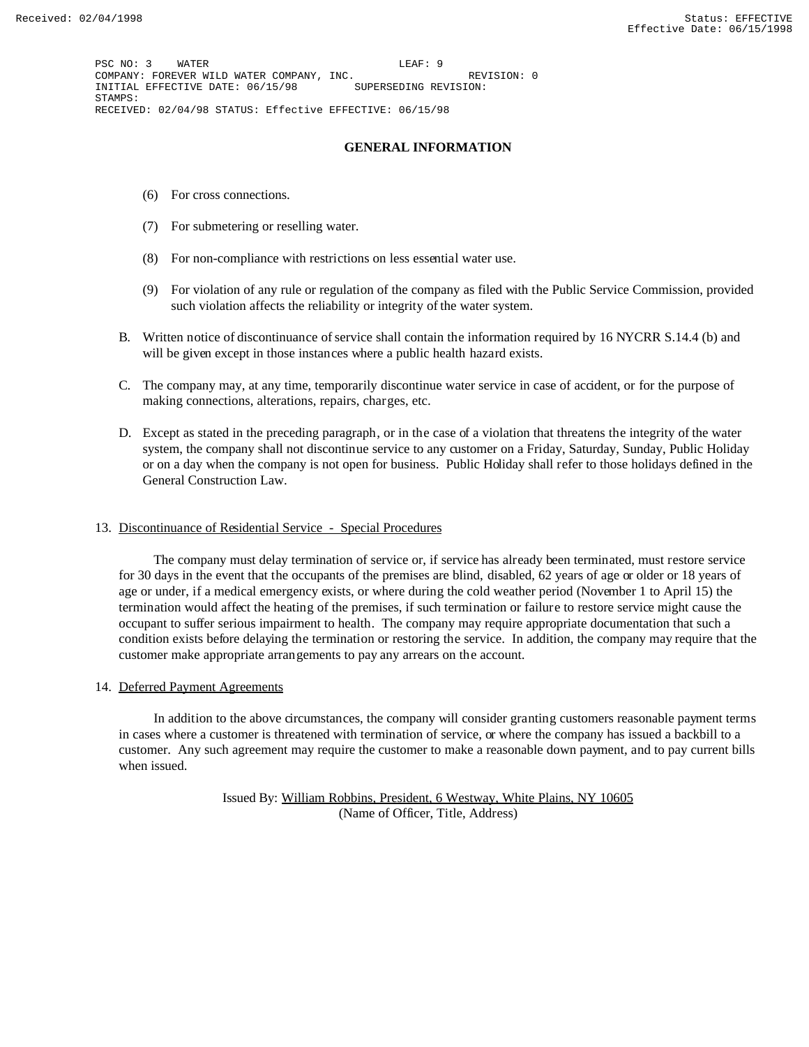PSC NO: 3 WATER LEAF: 9
COMPANY: FOREVER WILD WATER COMPANY, INC. REVISION: 0
INITIAL EFFECTIVE DATE: 06/15/98 SUPERSEDING REVISION:
STAMPS:
RECEIVED: 02/04/98 STATUS: Effective EFFECTIVE: 06/15/98

## GENERAL INFORMATION

(6) For cross connections.

(7) For submetering or reselling water.

(8) For non-compliance with restrictions on less essential water use.

(9) For violation of any rule or regulation of the company as filed with the Public Service Commission, provided such violation affects the reliability or integrity of the water system.

B. Written notice of discontinuance of service shall contain the information required by 16 NYCRR S.14.4 (b) and will be given except in those instances where a public health hazard exists.

C. The company may, at any time, temporarily discontinue water service in case of accident, or for the purpose of making connections, alterations, repairs, charges, etc.

D. Except as stated in the preceding paragraph, or in the case of a violation that threatens the integrity of the water system, the company shall not discontinue service to any customer on a Friday, Saturday, Sunday, Public Holiday or on a day when the company is not open for business. Public Holiday shall refer to those holidays defined in the General Construction Law.

13. Discontinuance of Residential Service - Special Procedures

The company must delay termination of service or, if service has already been terminated, must restore service for 30 days in the event that the occupants of the premises are blind, disabled, 62 years of age or older or 18 years of age or under, if a medical emergency exists, or where during the cold weather period (November 1 to April 15) the termination would affect the heating of the premises, if such termination or failure to restore service might cause the occupant to suffer serious impairment to health. The company may require appropriate documentation that such a condition exists before delaying the termination or restoring the service. In addition, the company may require that the customer make appropriate arrangements to pay any arrears on the account.

14. Deferred Payment Agreements

In addition to the above circumstances, the company will consider granting customers reasonable payment terms in cases where a customer is threatened with termination of service, or where the company has issued a backbill to a customer. Any such agreement may require the customer to make a reasonable down payment, and to pay current bills when issued.

Issued By: William Robbins, President, 6 Westway, White Plains, NY 10605
(Name of Officer, Title, Address)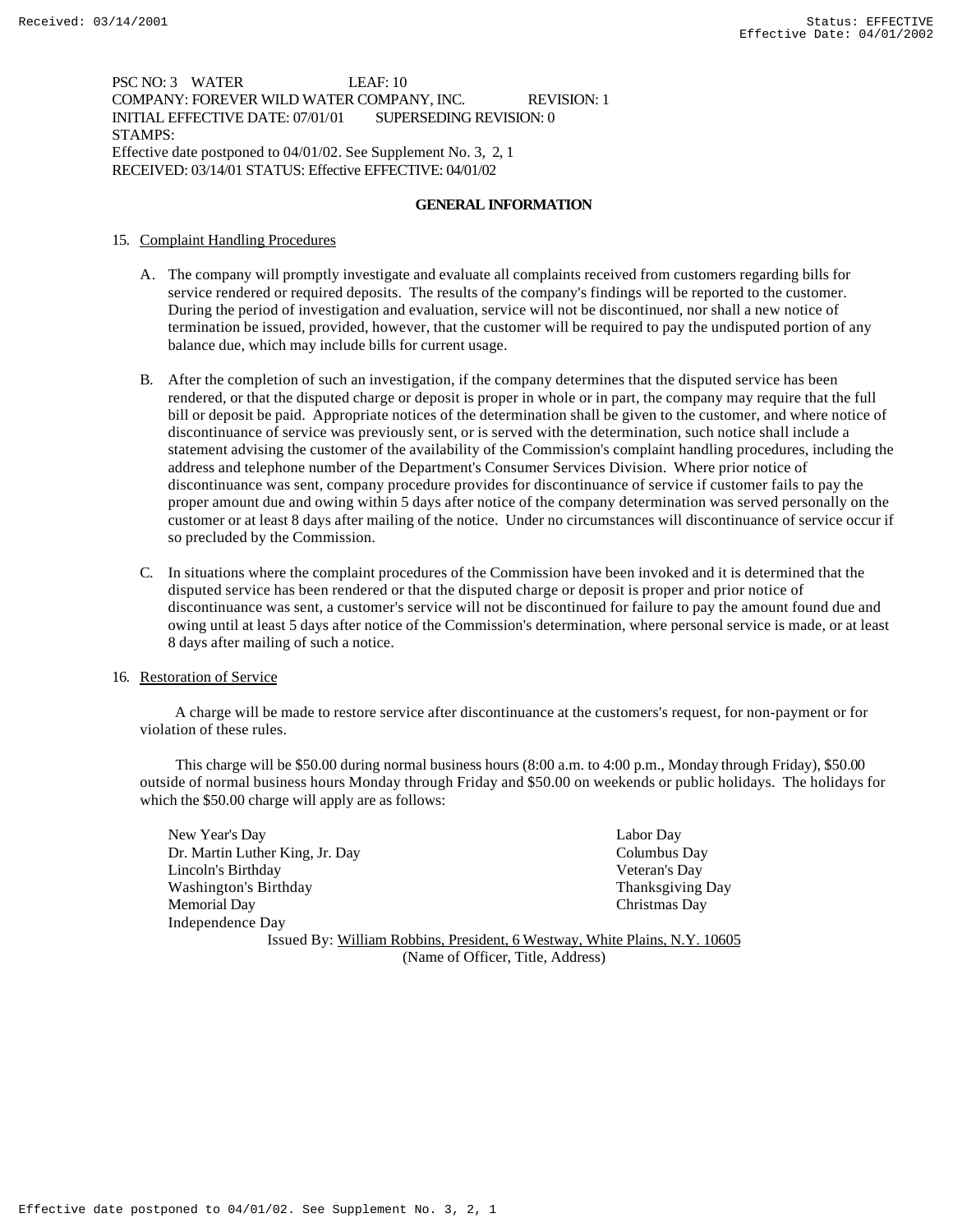PSC NO: 3 WATER LEAF: 10
COMPANY: FOREVER WILD WATER COMPANY, INC. REVISION: 1
INITIAL EFFECTIVE DATE: 07/01/01 SUPERSEDING REVISION: 0
STAMPS:
Effective date postponed to 04/01/02. See Supplement No. 3, 2, 1
RECEIVED: 03/14/01 STATUS: Effective EFFECTIVE: 04/01/02

## GENERAL INFORMATION

15. Complaint Handling Procedures

 A. The company will promptly investigate and evaluate all complaints received from customers regarding bills for service rendered or required deposits. The results of the company's findings will be reported to the customer. During the period of investigation and evaluation, service will not be discontinued, nor shall a new notice of termination be issued, provided, however, that the customer will be required to pay the undisputed portion of any balance due, which may include bills for current usage.

 B. After the completion of such an investigation, if the company determines that the disputed service has been rendered, or that the disputed charge or deposit is proper in whole or in part, the company may require that the full bill or deposit be paid. Appropriate notices of the determination shall be given to the customer, and where notice of discontinuance of service was previously sent, or is served with the determination, such notice shall include a statement advising the customer of the availability of the Commission's complaint handling procedures, including the address and telephone number of the Department's Consumer Services Division. Where prior notice of discontinuance was sent, company procedure provides for discontinuance of service if customer fails to pay the proper amount due and owing within 5 days after notice of the company determination was served personally on the customer or at least 8 days after mailing of the notice. Under no circumstances will discontinuance of service occur if so precluded by the Commission.

 C. In situations where the complaint procedures of the Commission have been invoked and it is determined that the disputed service has been rendered or that the disputed charge or deposit is proper and prior notice of discontinuance was sent, a customer's service will not be discontinued for failure to pay the amount found due and owing until at least 5 days after notice of the Commission's determination, where personal service is made, or at least 8 days after mailing of such a notice.

16. Restoration of Service

 A charge will be made to restore service after discontinuance at the customers's request, for non-payment or for violation of these rules.

 This charge will be $50.00 during normal business hours (8:00 a.m. to 4:00 p.m., Monday through Friday), $50.00 outside of normal business hours Monday through Friday and $50.00 on weekends or public holidays. The holidays for which the $50.00 charge will apply are as follows:

 New Year's Day
 Dr. Martin Luther King, Jr. Day
 Lincoln's Birthday
 Washington's Birthday
 Memorial Day
 Independence Day
 Labor Day
 Columbus Day
 Veteran's Day
 Thanksgiving Day
 Christmas Day

Issued By: William Robbins, President, 6 Westway, White Plains, N.Y. 10605
(Name of Officer, Title, Address)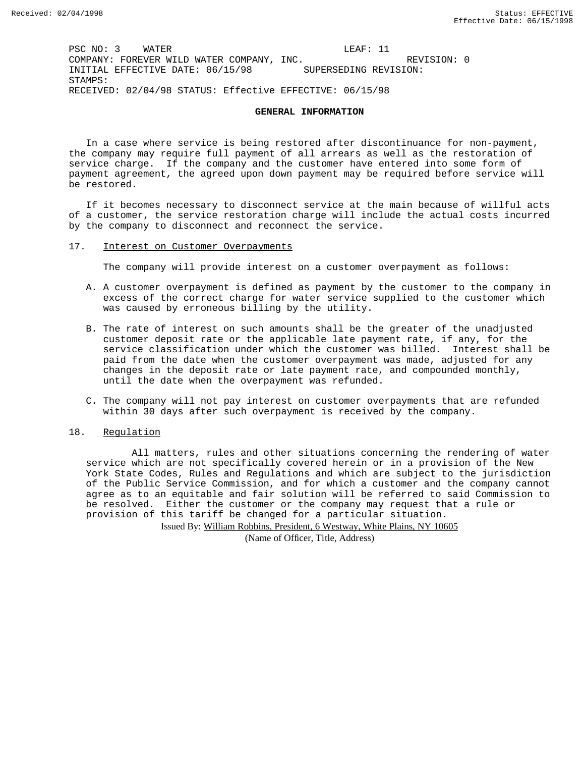PSC NO: 3 WATER LEAF: 11
COMPANY: FOREVER WILD WATER COMPANY, INC. REVISION: 0
INITIAL EFFECTIVE DATE: 06/15/98 SUPERSEDING REVISION:
STAMPS:
RECEIVED: 02/04/98 STATUS: Effective EFFECTIVE: 06/15/98

## GENERAL INFORMATION

In a case where service is being restored after discontinuance for non-payment, the company may require full payment of all arrears as well as the restoration of service charge. If the company and the customer have entered into some form of payment agreement, the agreed upon down payment may be required before service will be restored.

If it becomes necessary to disconnect service at the main because of willful acts of a customer, the service restoration charge will include the actual costs incurred by the company to disconnect and reconnect the service.

17. Interest on Customer Overpayments

The company will provide interest on a customer overpayment as follows:

A. A customer overpayment is defined as payment by the customer to the company in excess of the correct charge for water service supplied to the customer which was caused by erroneous billing by the utility.

B. The rate of interest on such amounts shall be the greater of the unadjusted customer deposit rate or the applicable late payment rate, if any, for the service classification under which the customer was billed. Interest shall be paid from the date when the customer overpayment was made, adjusted for any changes in the deposit rate or late payment rate, and compounded monthly, until the date when the overpayment was refunded.

C. The company will not pay interest on customer overpayments that are refunded within 30 days after such overpayment is received by the company.

18. Regulation

All matters, rules and other situations concerning the rendering of water service which are not specifically covered herein or in a provision of the New York State Codes, Rules and Regulations and which are subject to the jurisdiction of the Public Service Commission, and for which a customer and the company cannot agree as to an equitable and fair solution will be referred to said Commission to be resolved. Either the customer or the company may request that a rule or provision of this tariff be changed for a particular situation.

Issued By: William Robbins, President, 6 Westway, White Plains, NY 10605
(Name of Officer, Title, Address)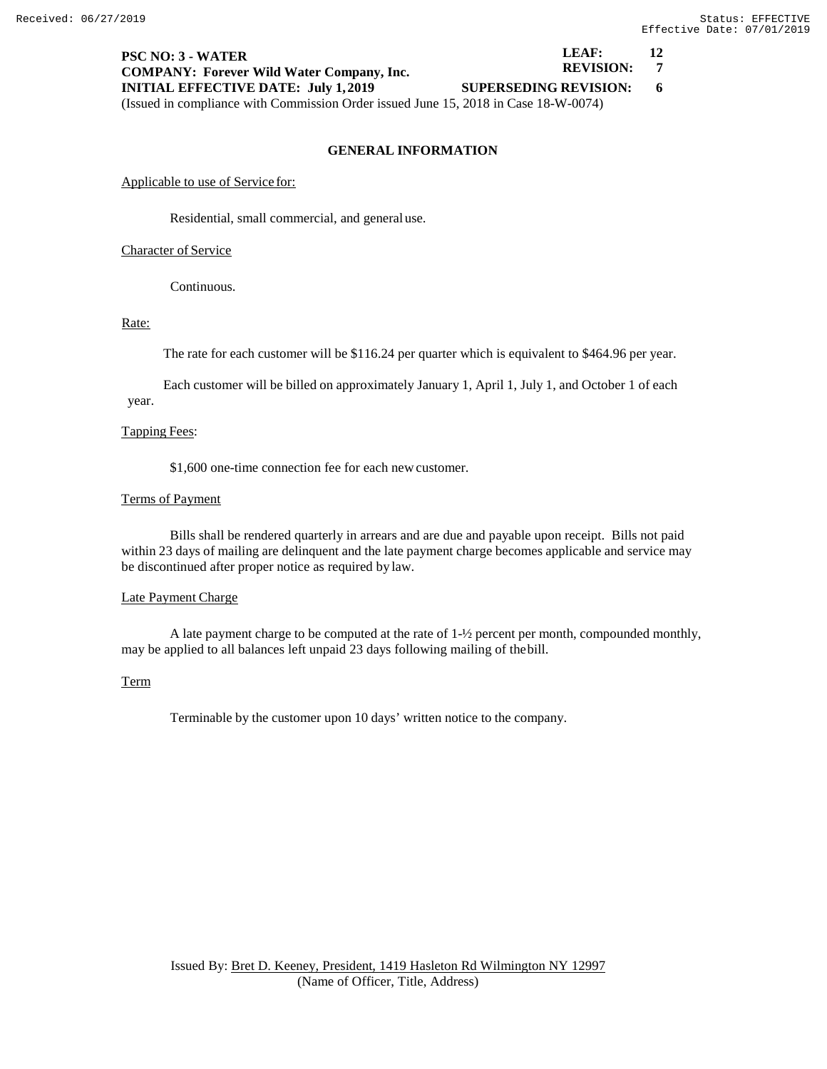Received: 06/27/2019 Status: EFFECTIVE
Effective Date: 07/01/2019

**PSC NO: 3 - WATER** **LEAF: 12**
**COMPANY: Forever Wild Water Company, Inc.** **REVISION: 7**
**INITIAL EFFECTIVE DATE: July 1, 2019** **SUPERSEDING REVISION: 6**
(Issued in compliance with Commission Order issued June 15, 2018 in Case 18-W-0074)

## GENERAL INFORMATION

Applicable to use of Service for:

Residential, small commercial, and general use.

Character of Service

Continuous.

Rate:

The rate for each customer will be $116.24 per quarter which is equivalent to $464.96 per year.

Each customer will be billed on approximately January 1, April 1, July 1, and October 1 of each year.

Tapping Fees:

$1,600 one-time connection fee for each new customer.

Terms of Payment

Bills shall be rendered quarterly in arrears and are due and payable upon receipt. Bills not paid within 23 days of mailing are delinquent and the late payment charge becomes applicable and service may be discontinued after proper notice as required by law.

Late Payment Charge

A late payment charge to be computed at the rate of 1-½ percent per month, compounded monthly, may be applied to all balances left unpaid 23 days following mailing of the bill.

Term

Terminable by the customer upon 10 days' written notice to the company.

Issued By: Bret D. Keeney, President, 1419 Hasleton Rd Wilmington NY 12997
(Name of Officer, Title, Address)